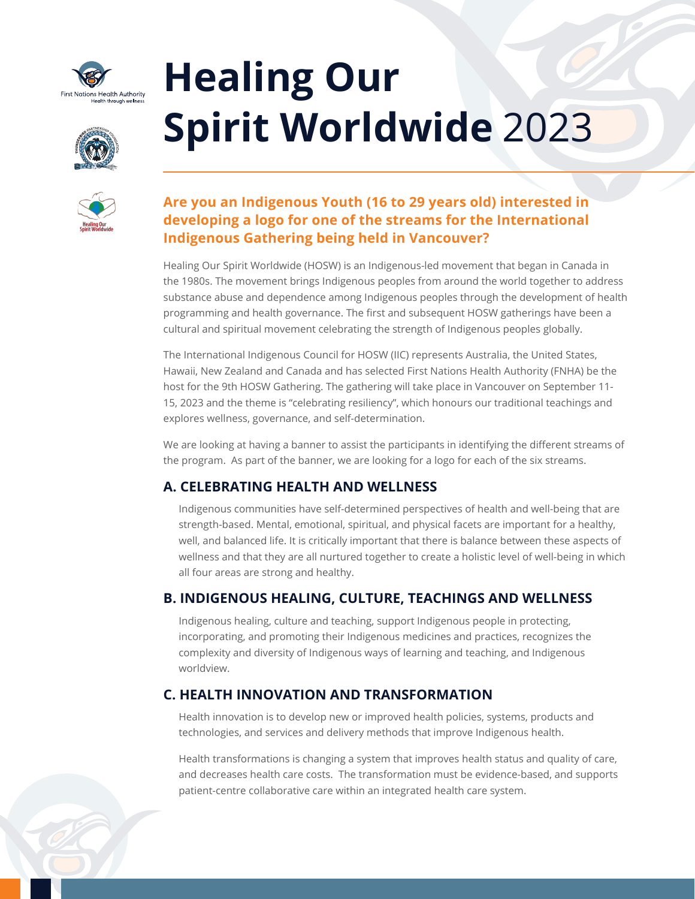# Healing Our Spirit Worldwide 2023

**Are you an Indigenous Youth (16 to 29 years old) interested in developing a logo for one of the streams for the International Indigenous Gathering being held in Vancouver?**

Healing Our Spirit Worldwide (HOSW) is an Indigenous-led movement that began in Canada in the 1980s. The movement brings Indigenous peoples from around the world together to address substance abuse and dependence among Indigenous peoples through the development of health programming and health governance. The first and subsequent HOSW gatherings have been a cultural and spiritual movement celebrating the strength of Indigenous peoples globally.

The International Indigenous Council for HOSW (IIC) represents Australia, the United States, Hawaii, New Zealand and Canada and has selected First Nations Health Authority (FNHA) be the host for the 9th HOSW Gathering. The gathering will take place in Vancouver on September 11-15, 2023 and the theme is "celebrating resiliency", which honours our traditional teachings and explores wellness, governance, and self-determination.

We are looking at having a banner to assist the participants in identifying the different streams of the program. As part of the banner, we are looking for a logo for each of the six streams.

## A. CELEBRATING HEALTH AND WELLNESS

Indigenous communities have self-determined perspectives of health and well-being that are strength-based. Mental, emotional, spiritual, and physical facets are important for a healthy, well, and balanced life. It is critically important that there is balance between these aspects of wellness and that they are all nurtured together to create a holistic level of well-being in which all four areas are strong and healthy.

## B. INDIGENOUS HEALING, CULTURE, TEACHINGS AND WELLNESS

Indigenous healing, culture and teaching, support Indigenous people in protecting, incorporating, and promoting their Indigenous medicines and practices, recognizes the complexity and diversity of Indigenous ways of learning and teaching, and Indigenous worldview.

## C. HEALTH INNOVATION AND TRANSFORMATION

Health innovation is to develop new or improved health policies, systems, products and technologies, and services and delivery methods that improve Indigenous health.

Health transformations is changing a system that improves health status and quality of care, and decreases health care costs. The transformation must be evidence-based, and supports patient-centre collaborative care within an integrated health care system.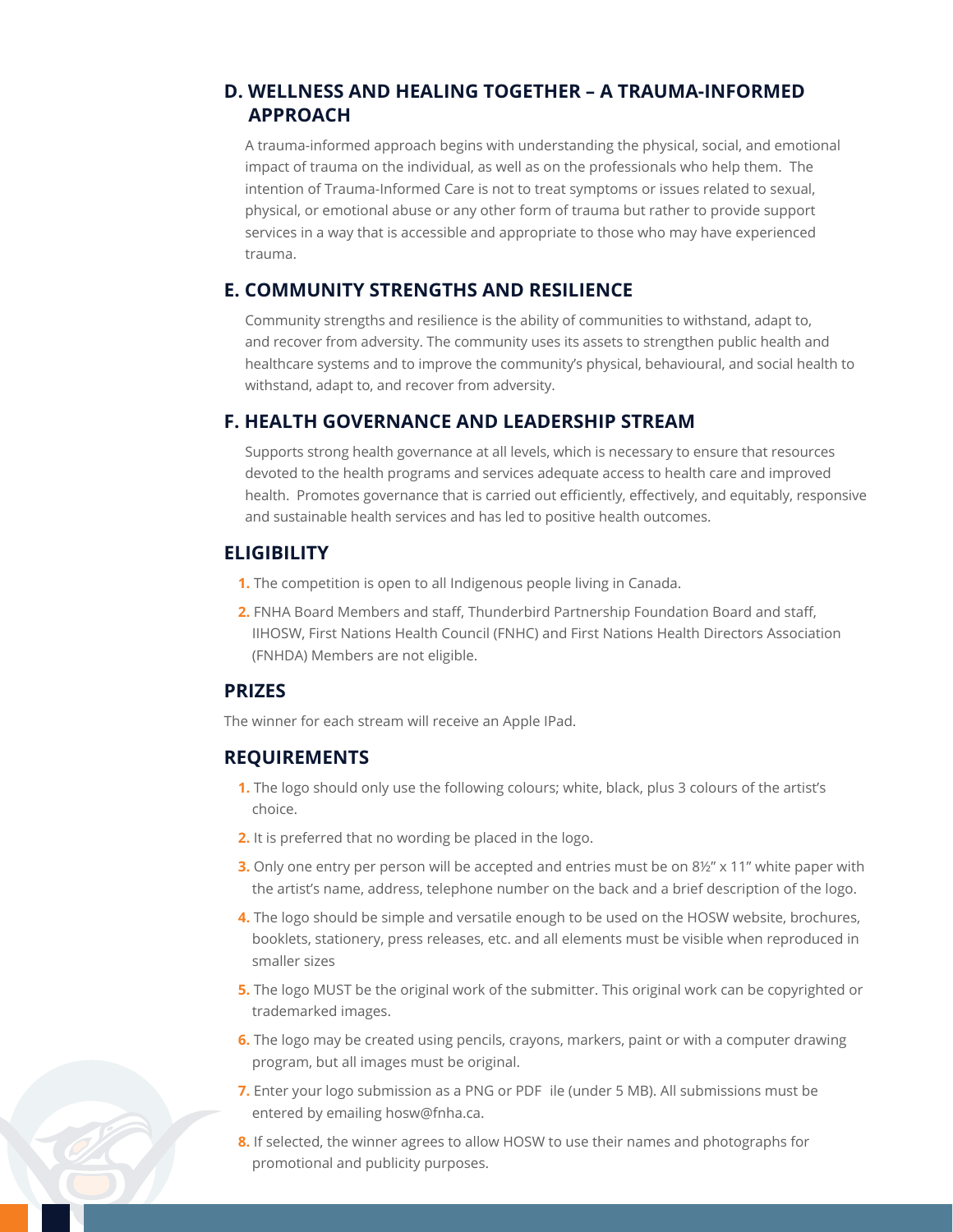## D. WELLNESS AND HEALING TOGETHER – A TRAUMA-INFORMED APPROACH

A trauma-informed approach begins with understanding the physical, social, and emotional impact of trauma on the individual, as well as on the professionals who help them. The intention of Trauma-Informed Care is not to treat symptoms or issues related to sexual, physical, or emotional abuse or any other form of trauma but rather to provide support services in a way that is accessible and appropriate to those who may have experienced trauma.

## E. COMMUNITY STRENGTHS AND RESILIENCE

Community strengths and resilience is the ability of communities to withstand, adapt to, and recover from adversity. The community uses its assets to strengthen public health and healthcare systems and to improve the community's physical, behavioural, and social health to withstand, adapt to, and recover from adversity.

## F. HEALTH GOVERNANCE AND LEADERSHIP STREAM

Supports strong health governance at all levels, which is necessary to ensure that resources devoted to the health programs and services adequate access to health care and improved health. Promotes governance that is carried out efficiently, effectively, and equitably, responsive and sustainable health services and has led to positive health outcomes.

## ELIGIBILITY

1. The competition is open to all Indigenous people living in Canada.
2. FNHA Board Members and staff, Thunderbird Partnership Foundation Board and staff, IIHOSW, First Nations Health Council (FNHC) and First Nations Health Directors Association (FNHDA) Members are not eligible.

## PRIZES

The winner for each stream will receive an Apple IPad.

## REQUIREMENTS

1. The logo should only use the following colours; white, black, plus 3 colours of the artist's choice.
2. It is preferred that no wording be placed in the logo.
3. Only one entry per person will be accepted and entries must be on 8½" x 11" white paper with the artist's name, address, telephone number on the back and a brief description of the logo.
4. The logo should be simple and versatile enough to be used on the HOSW website, brochures, booklets, stationery, press releases, etc. and all elements must be visible when reproduced in smaller sizes
5. The logo MUST be the original work of the submitter. This original work can be copyrighted or trademarked images.
6. The logo may be created using pencils, crayons, markers, paint or with a computer drawing program, but all images must be original.
7. Enter your logo submission as a PNG or PDF ile (under 5 MB). All submissions must be entered by emailing hosw@fnha.ca.
8. If selected, the winner agrees to allow HOSW to use their names and photographs for promotional and publicity purposes.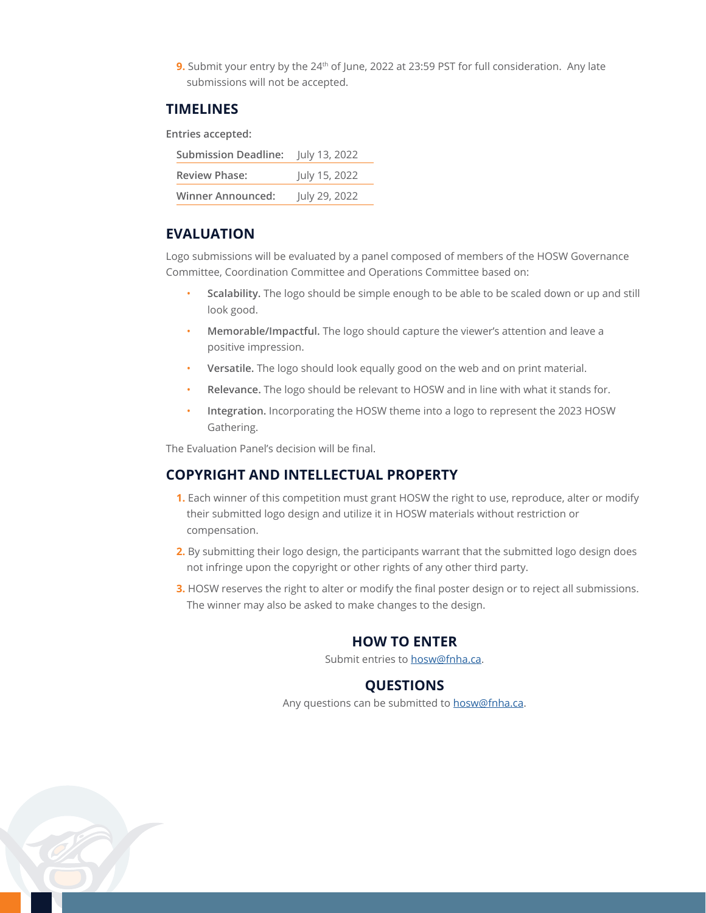9. Submit your entry by the 24th of June, 2022 at 23:59 PST for full consideration. Any late submissions will not be accepted.

## TIMELINES

**Entries accepted:**

| | |
|---|---|
| **Submission Deadline:** | July 13, 2022 |
| **Review Phase:** | July 15, 2022 |
| **Winner Announced:** | July 29, 2022 |

## EVALUATION

Logo submissions will be evaluated by a panel composed of members of the HOSW Governance Committee, Coordination Committee and Operations Committee based on:

- **Scalability.** The logo should be simple enough to be able to be scaled down or up and still look good.
- **Memorable/Impactful.** The logo should capture the viewer's attention and leave a positive impression.
- **Versatile.** The logo should look equally good on the web and on print material.
- **Relevance.** The logo should be relevant to HOSW and in line with what it stands for.
- **Integration.** Incorporating the HOSW theme into a logo to represent the 2023 HOSW Gathering.

The Evaluation Panel's decision will be final.

## COPYRIGHT AND INTELLECTUAL PROPERTY

1. Each winner of this competition must grant HOSW the right to use, reproduce, alter or modify their submitted logo design and utilize it in HOSW materials without restriction or compensation.
2. By submitting their logo design, the participants warrant that the submitted logo design does not infringe upon the copyright or other rights of any other third party.
3. HOSW reserves the right to alter or modify the final poster design or to reject all submissions. The winner may also be asked to make changes to the design.

## HOW TO ENTER

Submit entries to hosw@fnha.ca.

## QUESTIONS

Any questions can be submitted to hosw@fnha.ca.